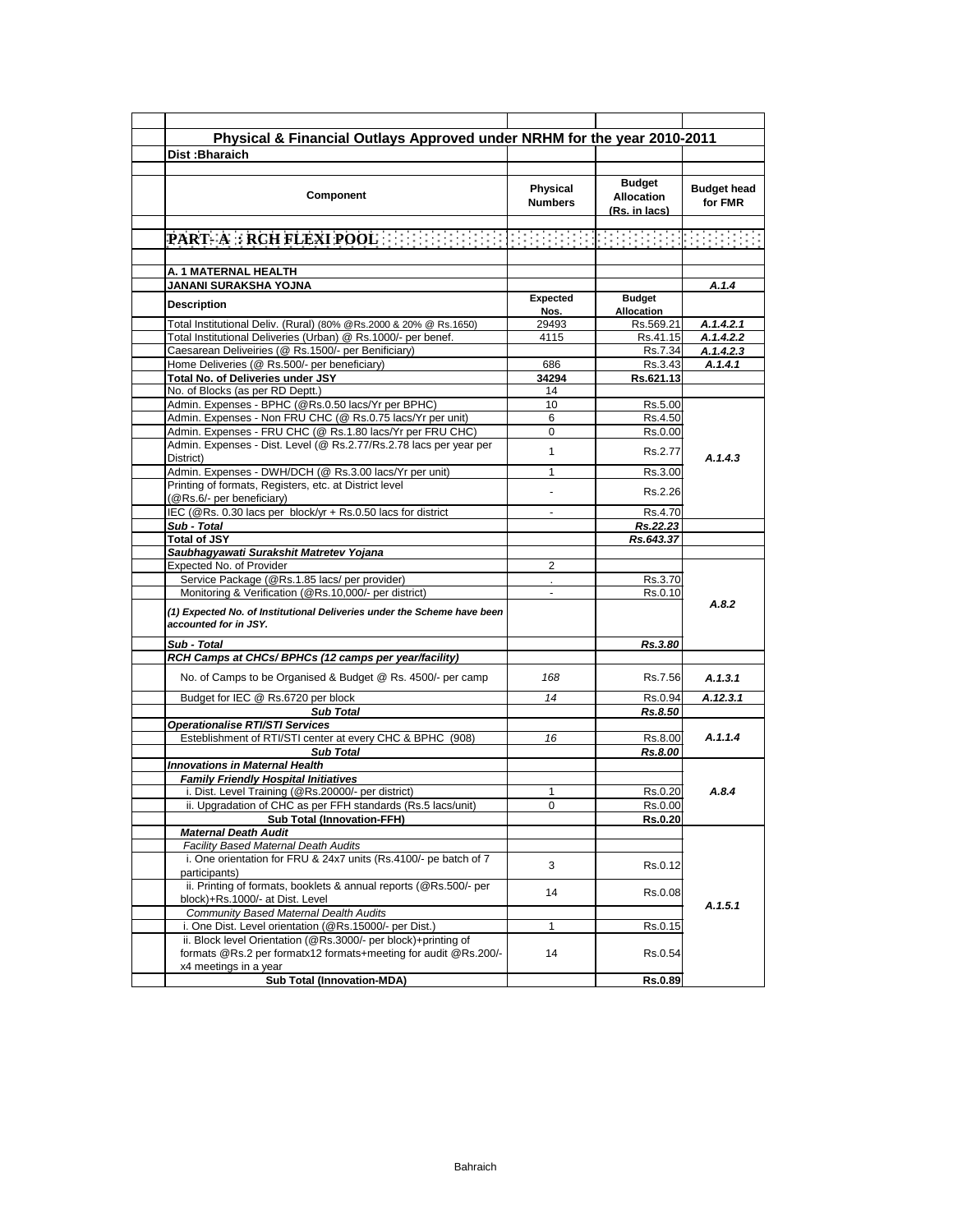## Physical & Financial Outlays Approved under NRHM for the year 2010-2011

**Dist :Bharaich**

| Component | Physical Numbers | Budget Allocation (Rs. in lacs) | Budget head for FMR |
|---|---|---|---|
| **PART- A : RCH FLEXI POOL** | | | |
| **A. 1 MATERNAL HEALTH** | | | |
| **JANANI SURAKSHA YOJNA** | | | *A.1.4* |
| **Description** | **Expected Nos.** | **Budget Allocation** | |
| Total Institutional Deliv. (Rural) (80% @Rs.2000 & 20% @ Rs.1650) | 29493 | Rs.569.21 | *A.1.4.2.1* |
| Total Institutional Deliveries (Urban) @ Rs.1000/- per benef. | 4115 | Rs.41.15 | *A.1.4.2.2* |
| Caesarean Deliveiries (@ Rs.1500/- per Benificiary) | | Rs.7.34 | *A.1.4.2.3* |
| Home Deliveries (@ Rs.500/- per beneficiary) | 686 | Rs.3.43 | *A.1.4.1* |
| **Total No. of Deliveries under JSY** | **34294** | **Rs.621.13** | |
| No. of Blocks (as per RD Deptt.) | 14 | | |
| Admin. Expenses - BPHC (@Rs.0.50 lacs/Yr per BPHC) | 10 | Rs.5.00 | *A.1.4.3* |
| Admin. Expenses - Non FRU CHC (@ Rs.0.75 lacs/Yr per unit) | 6 | Rs.4.50 | |
| Admin. Expenses - FRU CHC (@ Rs.1.80 lacs/Yr per FRU CHC) | 0 | Rs.0.00 | |
| Admin. Expenses - Dist. Level (@ Rs.2.77/Rs.2.78 lacs per year per District) | 1 | Rs.2.77 | |
| Admin. Expenses - DWH/DCH (@ Rs.3.00 lacs/Yr per unit) | 1 | Rs.3.00 | |
| Printing of formats, Registers, etc. at District level (@Rs.6/- per beneficiary) | - | Rs.2.26 | |
| IEC (@Rs. 0.30 lacs per block/yr + Rs.0.50 lacs for district | - | Rs.4.70 | |
| ***Sub - Total*** | | ***Rs.22.23*** | |
| **Total of JSY** | | ***Rs.643.37*** | |
| ***Saubhagyawati Surakshit Matretev Yojana*** | | | *A.8.2* |
| Expected No. of Provider | 2 | | |
| Service Package (@Rs.1.85 lacs/ per provider) | . | Rs.3.70 | |
| Monitoring & Verification (@Rs.10,000/- per district) | - | Rs.0.10 | |
| ***(1) Expected No. of Institutional Deliveries under the Scheme have been accounted for in JSY.*** | | | |
| ***Sub - Total*** | | ***Rs.3.80*** | |
| ***RCH Camps at CHCs/ BPHCs (12 camps per year/facility)*** | | | |
| No. of Camps to be Organised & Budget @ Rs. 4500/- per camp | *168* | Rs.7.56 | *A.1.3.1* |
| Budget for IEC @ Rs.6720 per block | *14* | Rs.0.94 | *A.12.3.1* |
| ***Sub Total*** | | ***Rs.8.50*** | |
| ***Operationalise RTI/STI Services*** | | | *A.1.1.4* |
| Esteblishment of RTI/STI center at every CHC & BPHC (908) | *16* | Rs.8.00 | |
| ***Sub Total*** | | ***Rs.8.00*** | |
| ***Innovations in Maternal Health*** | | | *A.8.4* |
| ***Family Friendly Hospital Initiatives*** | | | |
| i. Dist. Level Training (@Rs.20000/- per district) | 1 | Rs.0.20 | |
| ii. Upgradation of CHC as per FFH standards (Rs.5 lacs/unit) | 0 | Rs.0.00 | |
| **Sub Total (Innovation-FFH)** | | **Rs.0.20** | |
| ***Maternal Death Audit*** | | | *A.1.5.1* |
| *Facility Based Maternal Death Audits* | | | |
| i. One orientation for FRU & 24x7 units (Rs.4100/- pe batch of 7 participants) | 3 | Rs.0.12 | |
| ii. Printing of formats, booklets & annual reports (@Rs.500/- per block)+Rs.1000/- at Dist. Level | 14 | Rs.0.08 | |
| *Community Based Maternal Dealth Audits* | | | |
| i. One Dist. Level orientation (@Rs.15000/- per Dist.) | 1 | Rs.0.15 | |
| ii. Block level Orientation (@Rs.3000/- per block)+printing of formats @Rs.2 per formatx12 formats+meeting for audit @Rs.200/- x4 meetings in a year | 14 | Rs.0.54 | |
| **Sub Total (Innovation-MDA)** | | **Rs.0.89** | |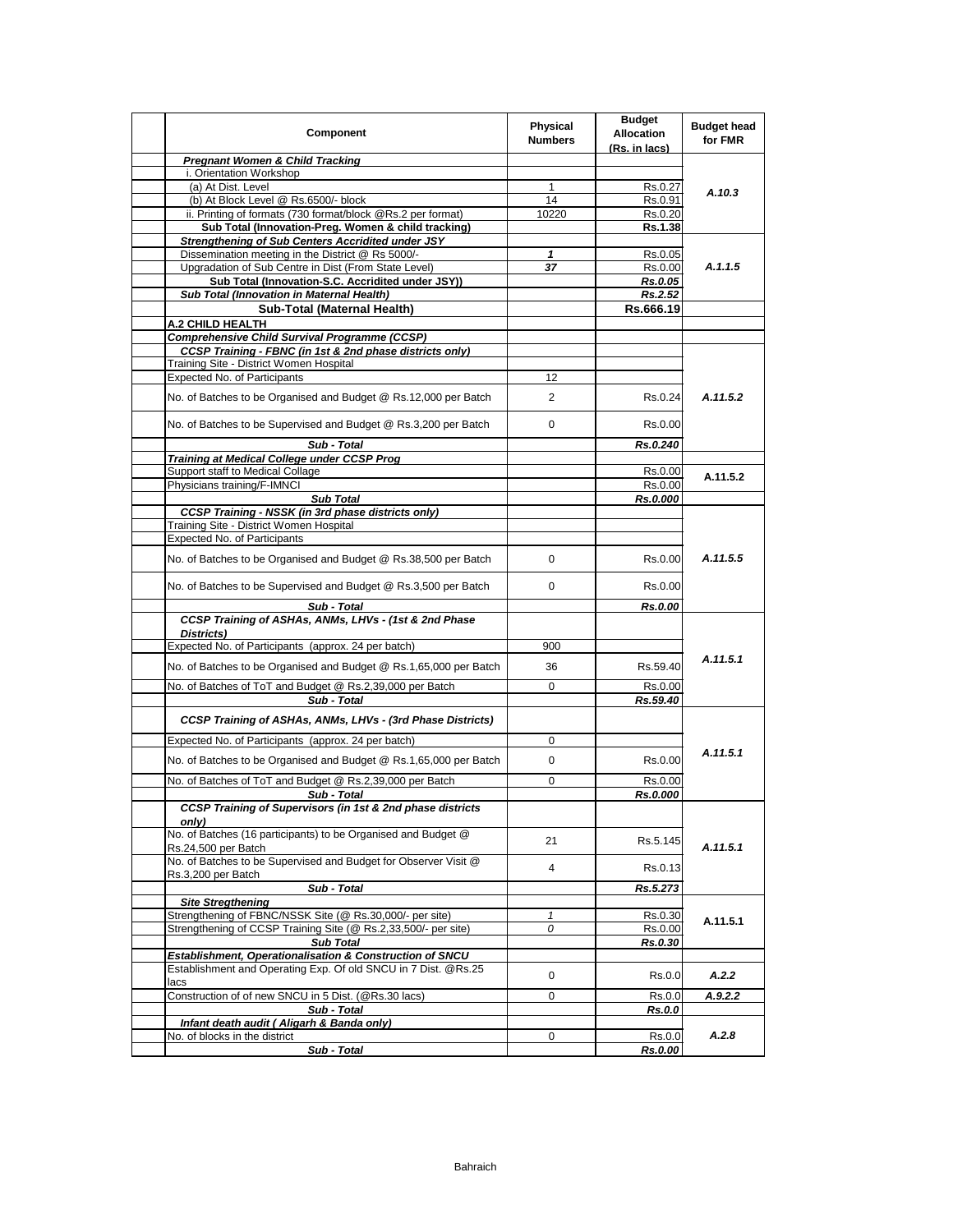| Component | Physical Numbers | Budget Allocation (Rs. in lacs) | Budget head for FMR |
|---|---|---|---|
| ***Pregnant Women & Child Tracking*** | | | |
| i. Orientation Workshop | | | *A.10.3* |
| (a) At Dist. Level | 1 | Rs.0.27 | |
| (b) At Block Level @ Rs.6500/- block | 14 | Rs.0.91 | |
| ii. Printing of formats (730 format/block @Rs.2 per format) | 10220 | Rs.0.20 | |
| **Sub Total (Innovation-Preg. Women & child tracking)** | | **Rs.1.38** | |
| ***Strengthening of Sub Centers Accridited under JSY*** | | | *A.1.1.5* |
| Dissemination meeting in the District @ Rs 5000/- | ***1*** | Rs.0.05 | |
| Upgradation of Sub Centre in Dist (From State Level) | ***37*** | Rs.0.00 | |
| **Sub Total (Innovation-S.C. Accridited under JSY))** | | ***Rs.0.05*** | |
| ***Sub Total (Innovation in Maternal Health)*** | | ***Rs.2.52*** | |
| **Sub-Total (Maternal Health)** | | **Rs.666.19** | |
| **A.2 CHILD HEALTH** | | | |
| ***Comprehensive Child Survival Programme (CCSP)*** | | | |
| ***CCSP Training - FBNC (in 1st & 2nd phase districts only)*** | | | *A.11.5.2* |
| Training Site - District Women Hospital | | | |
| Expected No. of Participants | 12 | | |
| No. of Batches to be Organised and Budget @ Rs.12,000 per Batch | 2 | Rs.0.24 | |
| No. of Batches to be Supervised and Budget @ Rs.3,200 per Batch | 0 | Rs.0.00 | |
| ***Sub - Total*** | | ***Rs.0.240*** | |
| ***Training at Medical College under CCSP Prog*** | | | |
| Support staff to Medical Collage | | Rs.0.00 | A.11.5.2 |
| Physicians training/F-IMNCI | | Rs.0.00 | |
| ***Sub Total*** | | ***Rs.0.000*** | |
| ***CCSP Training - NSSK (in 3rd phase districts only)*** | | | *A.11.5.5* |
| Training Site - District Women Hospital | | | |
| Expected No. of Participants | | | |
| No. of Batches to be Organised and Budget @ Rs.38,500 per Batch | 0 | Rs.0.00 | |
| No. of Batches to be Supervised and Budget @ Rs.3,500 per Batch | 0 | Rs.0.00 | |
| ***Sub - Total*** | | ***Rs.0.00*** | |
| ***CCSP Training of ASHAs, ANMs, LHVs - (1st & 2nd Phase Districts)*** | | | *A.11.5.1* |
| Expected No. of Participants (approx. 24 per batch) | 900 | | |
| No. of Batches to be Organised and Budget @ Rs.1,65,000 per Batch | 36 | Rs.59.40 | |
| No. of Batches of ToT and Budget @ Rs.2,39,000 per Batch | 0 | Rs.0.00 | |
| ***Sub - Total*** | | ***Rs.59.40*** | |
| ***CCSP Training of ASHAs, ANMs, LHVs - (3rd Phase Districts)*** | | | *A.11.5.1* |
| Expected No. of Participants (approx. 24 per batch) | 0 | | |
| No. of Batches to be Organised and Budget @ Rs.1,65,000 per Batch | 0 | Rs.0.00 | |
| No. of Batches of ToT and Budget @ Rs.2,39,000 per Batch | 0 | Rs.0.00 | |
| ***Sub - Total*** | | ***Rs.0.000*** | |
| ***CCSP Training of Supervisors (in 1st & 2nd phase districts only)*** | | | *A.11.5.1* |
| No. of Batches (16 participants) to be Organised and Budget @ Rs.24,500 per Batch | 21 | Rs.5.145 | |
| No. of Batches to be Supervised and Budget for Observer Visit @ Rs.3,200 per Batch | 4 | Rs.0.13 | |
| ***Sub - Total*** | | ***Rs.5.273*** | |
| ***Site Stregthening*** | | | A.11.5.1 |
| Strengthening of FBNC/NSSK Site (@ Rs.30,000/- per site) | *1* | Rs.0.30 | |
| Strengthening of CCSP Training Site (@ Rs.2,33,500/- per site) | *0* | Rs.0.00 | |
| ***Sub Total*** | | ***Rs.0.30*** | |
| ***Establishment, Operationalisation & Construction of SNCU*** | | | |
| Establishment and Operating Exp. Of old SNCU in 7 Dist. @Rs.25 lacs | 0 | Rs.0.0 | *A.2.2* |
| Construction of of new SNCU in 5 Dist. (@Rs.30 lacs) | 0 | Rs.0.0 | *A.9.2.2* |
| ***Sub - Total*** | | ***Rs.0.0*** | |
| ***Infant death audit ( Aligarh & Banda only)*** | | | *A.2.8* |
| No. of blocks in the district | 0 | Rs.0.0 | |
| ***Sub - Total*** | | ***Rs.0.00*** | |

Bahraich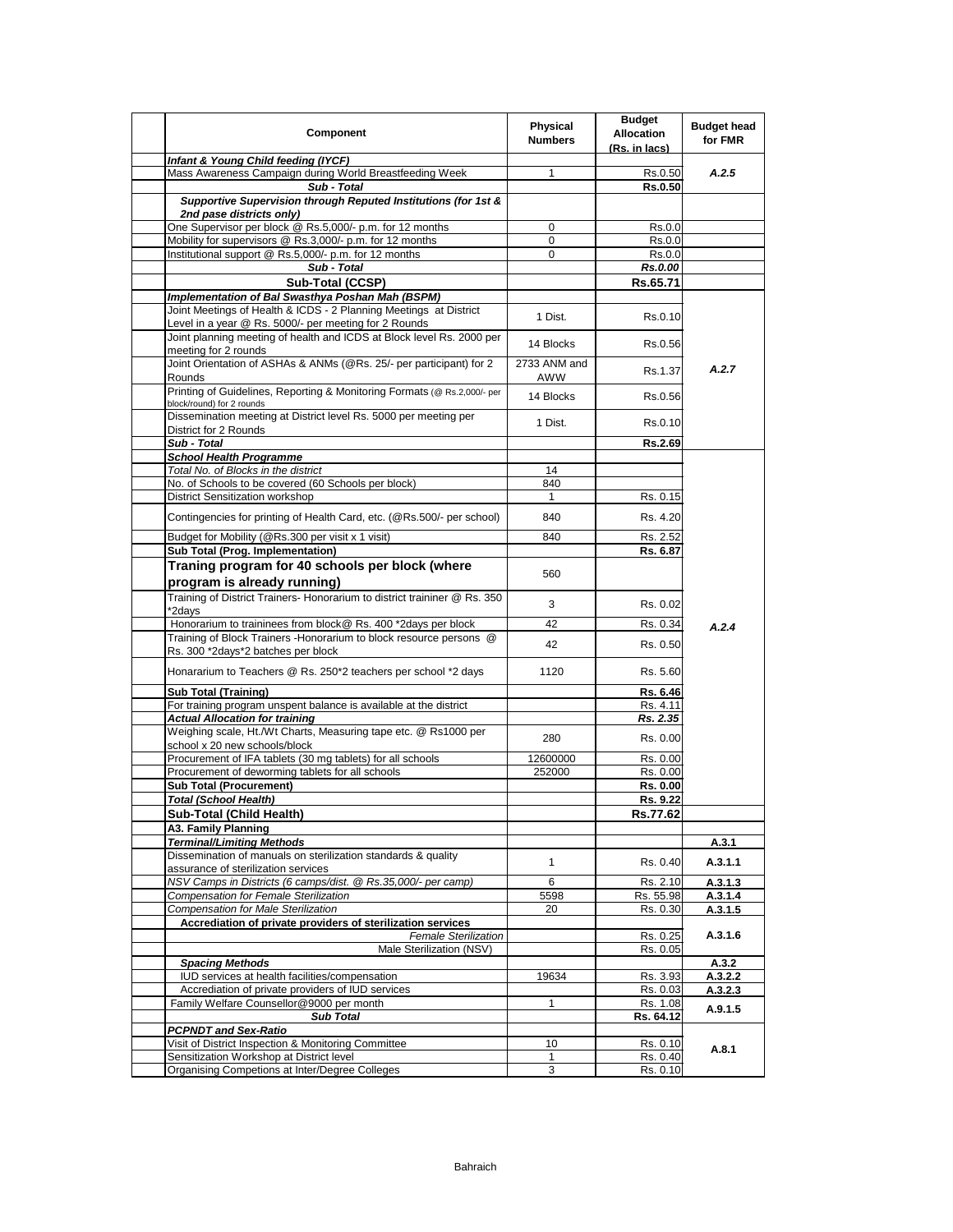| Component | Physical Numbers | Budget Allocation (Rs. in lacs) | Budget head for FMR |
|---|---|---|---|
| ***Infant & Young Child feeding (IYCF)*** | | | |
| Mass Awareness Campaign during World Breastfeeding Week | 1 | Rs.0.50 | *A.2.5* |
| ***Sub - Total*** | | **Rs.0.50** | |
| ***Supportive Supervision through Reputed Institutions (for 1st & 2nd pase districts only)*** | | | |
| One Supervisor per block @ Rs.5,000/- p.m. for 12 months | 0 | Rs.0.0 | |
| Mobility for supervisors @ Rs.3,000/- p.m. for 12 months | 0 | Rs.0.0 | |
| Institutional support @ Rs.5,000/- p.m. for 12 months | 0 | Rs.0.0 | |
| ***Sub - Total*** | | ***Rs.0.00*** | |
| **Sub-Total (CCSP)** | | **Rs.65.71** | |
| ***Implementation of Bal Swasthya Poshan Mah (BSPM)*** | | | |
| Joint Meetings of Health & ICDS - 2 Planning Meetings at District Level in a year @ Rs. 5000/- per meeting for 2 Rounds | 1 Dist. | Rs.0.10 | *A.2.7* |
| Joint planning meeting of health and ICDS at Block level Rs. 2000 per meeting for 2 rounds | 14 Blocks | Rs.0.56 | |
| Joint Orientation of ASHAs & ANMs (@Rs. 25/- per participant) for 2 Rounds | 2733 ANM and AWW | Rs.1.37 | |
| Printing of Guidelines, Reporting & Monitoring Formats (@ Rs.2,000/- per block/round) for 2 rounds | 14 Blocks | Rs.0.56 | |
| Dissemination meeting at District level Rs. 5000 per meeting per District for 2 Rounds | 1 Dist. | Rs.0.10 | |
| ***Sub - Total*** | | **Rs.2.69** | |
| ***School Health Programme*** | | | *A.2.4* |
| *Total No. of Blocks in the district* | 14 | | |
| No. of Schools to be covered (60 Schools per block) | 840 | | |
| District Sensitization workshop | 1 | Rs. 0.15 | |
| Contingencies for printing of Health Card, etc. (@Rs.500/- per school) | 840 | Rs. 4.20 | |
| Budget for Mobility (@Rs.300 per visit x 1 visit) | 840 | Rs. 2.52 | |
| **Sub Total (Prog. Implementation)** | | **Rs. 6.87** | |
| **Traning program for 40 schools per block (where program is already running)** | 560 | | |
| Training of District Trainers- Honorarium to district traininer @ Rs. 350 *2days | 3 | Rs. 0.02 | |
| Honorarium to traininees from block@ Rs. 400 *2days per block | 42 | Rs. 0.34 | |
| Training of Block Trainers -Honorarium to block resource persons @ Rs. 300 *2days*2 batches per block | 42 | Rs. 0.50 | |
| Honorarium to Teachers @ Rs. 250*2 teachers per school *2 days | 1120 | Rs. 5.60 | |
| **Sub Total (Training)** | | **Rs. 6.46** | |
| For training program unspent balance is available at the district | | Rs. 4.11 | |
| ***Actual Allocation for training*** | | ***Rs. 2.35*** | |
| Weighing scale, Ht./Wt Charts, Measuring tape etc. @ Rs1000 per school x 20 new schools/block | 280 | Rs. 0.00 | |
| Procurement of IFA tablets (30 mg tablets) for all schools | 12600000 | Rs. 0.00 | |
| Procurement of deworming tablets for all schools | 252000 | Rs. 0.00 | |
| **Sub Total (Procurement)** | | **Rs. 0.00** | |
| ***Total (School Health)*** | | **Rs. 9.22** | |
| **Sub-Total (Child Health)** | | **Rs.77.62** | |
| **A3. Family Planning** | | | |
| ***Terminal/Limiting Methods*** | | | **A.3.1** |
| Dissemination of manuals on sterilization standards & quality assurance of sterilization services | 1 | Rs. 0.40 | **A.3.1.1** |
| *NSV Camps in Districts (6 camps/dist. @ Rs.35,000/- per camp)* | 6 | Rs. 2.10 | **A.3.1.3** |
| *Compensation for Female Sterilization* | 5598 | Rs. 55.98 | **A.3.1.4** |
| *Compensation for Male Sterilization* | 20 | Rs. 0.30 | **A.3.1.5** |
| **Accrediation of private providers of sterilization services** | | | **A.3.1.6** |
| *Female Sterilization* | | Rs. 0.25 | |
| Male Sterilization (NSV) | | Rs. 0.05 | |
| ***Spacing Methods*** | | | **A.3.2** |
| IUD services at health facilities/compensation | 19634 | Rs. 3.93 | **A.3.2.2** |
| Accrediation of private providers of IUD services | | Rs. 0.03 | **A.3.2.3** |
| Family Welfare Counsellor@9000 per month | 1 | Rs. 1.08 | **A.9.1.5** |
| ***Sub Total*** | | **Rs. 64.12** | |
| ***PCPNDT and Sex-Ratio*** | | | **A.8.1** |
| Visit of District Inspection & Monitoring Committee | 10 | Rs. 0.10 | |
| Sensitization Workshop at District level | 1 | Rs. 0.40 | |
| Organising Competions at Inter/Degree Colleges | 3 | Rs. 0.10 | |

Bahraich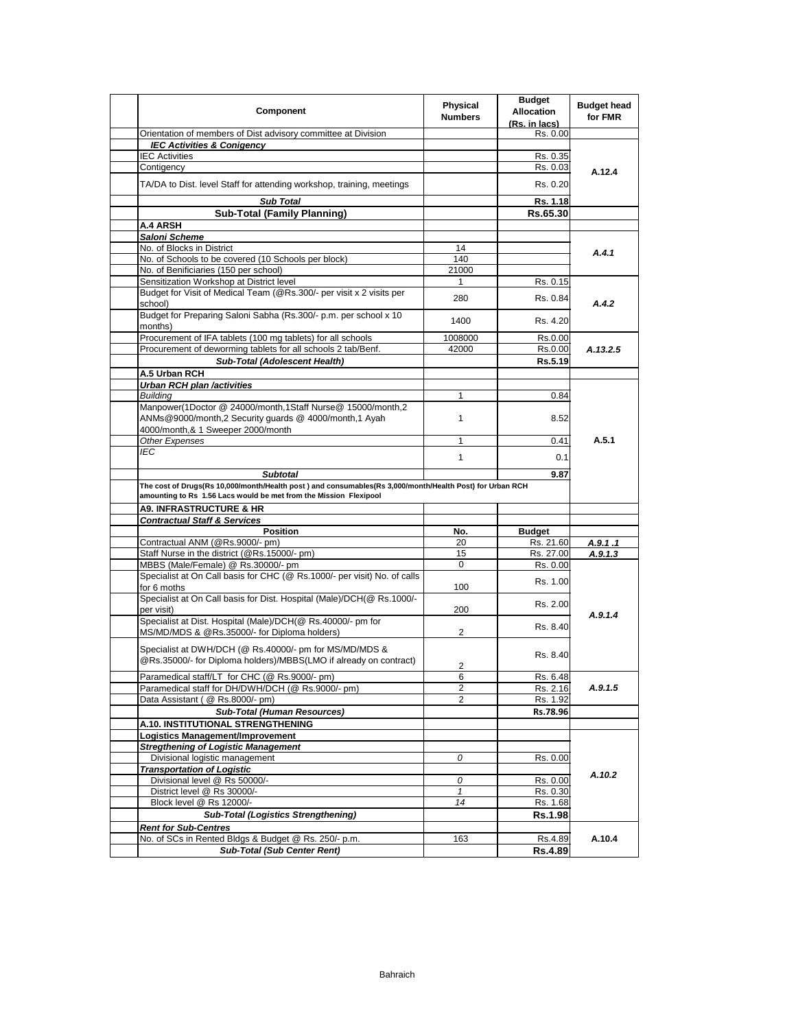| Component | Physical Numbers | Budget Allocation (Rs. in lacs) | Budget head for FMR |
|---|---|---|---|
| Orientation of members of Dist advisory committee at Division | | Rs. 0.00 | |
| ***IEC Activities & Conigency*** | | | A.12.4 |
| IEC Activities | | Rs. 0.35 | |
| Contigency | | Rs. 0.03 | |
| TA/DA to Dist. level Staff for attending workshop, training, meetings | | Rs. 0.20 | |
| ***Sub Total*** | | **Rs. 1.18** | |
| **Sub-Total (Family Planning)** | | **Rs.65.30** | |
| **A.4 ARSH** | | | |
| ***Saloni Scheme*** | | | |
| No. of Blocks in District | 14 | | A.4.1 |
| No. of Schools to be covered (10 Schools per block) | 140 | | |
| No. of Benificiaries (150 per school) | 21000 | | |
| Sensitization Workshop at District level | 1 | Rs. 0.15 | A.4.2 |
| Budget for Visit of Medical Team (@Rs.300/- per visit x 2 visits per school) | 280 | Rs. 0.84 | |
| Budget for Preparing Saloni Sabha (Rs.300/- p.m. per school x 10 months) | 1400 | Rs. 4.20 | |
| Procurement of IFA tablets (100 mg tablets) for all schools | 1008000 | Rs.0.00 | A.13.2.5 |
| Procurement of deworming tablets for all schools 2 tab/Benf. | 42000 | Rs.0.00 | |
| ***Sub-Total (Adolescent Health)*** | | **Rs.5.19** | |
| **A.5 Urban RCH** | | | |
| ***Urban RCH plan /activities*** | | | A.5.1 |
| *Building* | 1 | 0.84 | |
| Manpower(1Doctor @ 24000/month,1Staff Nurse@ 15000/month,2 ANMs@9000/month,2 Security guards @ 4000/month,1 Ayah 4000/month,& 1 Sweeper 2000/month | 1 | 8.52 | |
| *Other Expenses* | 1 | 0.41 | |
| *IEC* | 1 | 0.1 | |
| ***Subtotal*** | | **9.87** | |
| **The cost of Drugs(Rs 10,000/month/Health post ) and consumables(Rs 3,000/month/Health Post) for Urban RCH amounting to Rs 1.56 Lacs would be met from the Mission Flexipool** | | | |
| **A9. INFRASTRUCTURE & HR** | | | |
| ***Contractual Staff & Services*** | | | |
| **Position** | **No.** | **Budget** | |
| Contractual ANM (@Rs.9000/- pm) | 20 | Rs. 21.60 | *A.9.1 .1* |
| Staff Nurse in the district (@Rs.15000/- pm) | 15 | Rs. 27.00 | *A.9.1.3* |
| MBBS (Male/Female) @ Rs.30000/- pm | 0 | Rs. 0.00 | A.9.1.4 |
| Specialist at On Call basis for CHC (@ Rs.1000/- per visit) No. of calls for 6 moths | 100 | Rs. 1.00 | |
| Specialist at On Call basis for Dist. Hospital (Male)/DCH(@ Rs.1000/- per visit) | 200 | Rs. 2.00 | |
| Specialist at Dist. Hospital (Male)/DCH(@ Rs.40000/- pm for MS/MD/MDS & @Rs.35000/- for Diploma holders) | 2 | Rs. 8.40 | |
| Specialist at DWH/DCH (@ Rs.40000/- pm for MS/MD/MDS & @Rs.35000/- for Diploma holders)/MBBS(LMO if already on contract) | 2 | Rs. 8.40 | |
| Paramedical staff/LT for CHC (@ Rs.9000/- pm) | 6 | Rs. 6.48 | A.9.1.5 |
| Paramedical staff for DH/DWH/DCH (@ Rs.9000/- pm) | 2 | Rs. 2.16 | |
| Data Assistant ( @ Rs.8000/- pm) | 2 | Rs. 1.92 | |
| ***Sub-Total (Human Resources)*** | | **Rs.78.96** | |
| **A.10. INSTITUTIONAL STRENGTHENING** | | | |
| **Logistics Management/Improvement** | | | A.10.2 |
| ***Stregthening of Logistic Management*** | | | |
| Divisional logistic management | *0* | Rs. 0.00 | |
| ***Transportation of Logistic*** | | | |
| Divisional level @ Rs 50000/- | *0* | Rs. 0.00 | |
| District level @ Rs 30000/- | *1* | Rs. 0.30 | |
| Block level @ Rs 12000/- | *14* | Rs. 1.68 | |
| ***Sub-Total (Logistics Strengthening)*** | | **Rs.1.98** | |
| ***Rent for Sub-Centres*** | | | A.10.4 |
| No. of SCs in Rented Bldgs & Budget @ Rs. 250/- p.m. | 163 | Rs.4.89 | |
| ***Sub-Total (Sub Center Rent)*** | | **Rs.4.89** | |

Bahraich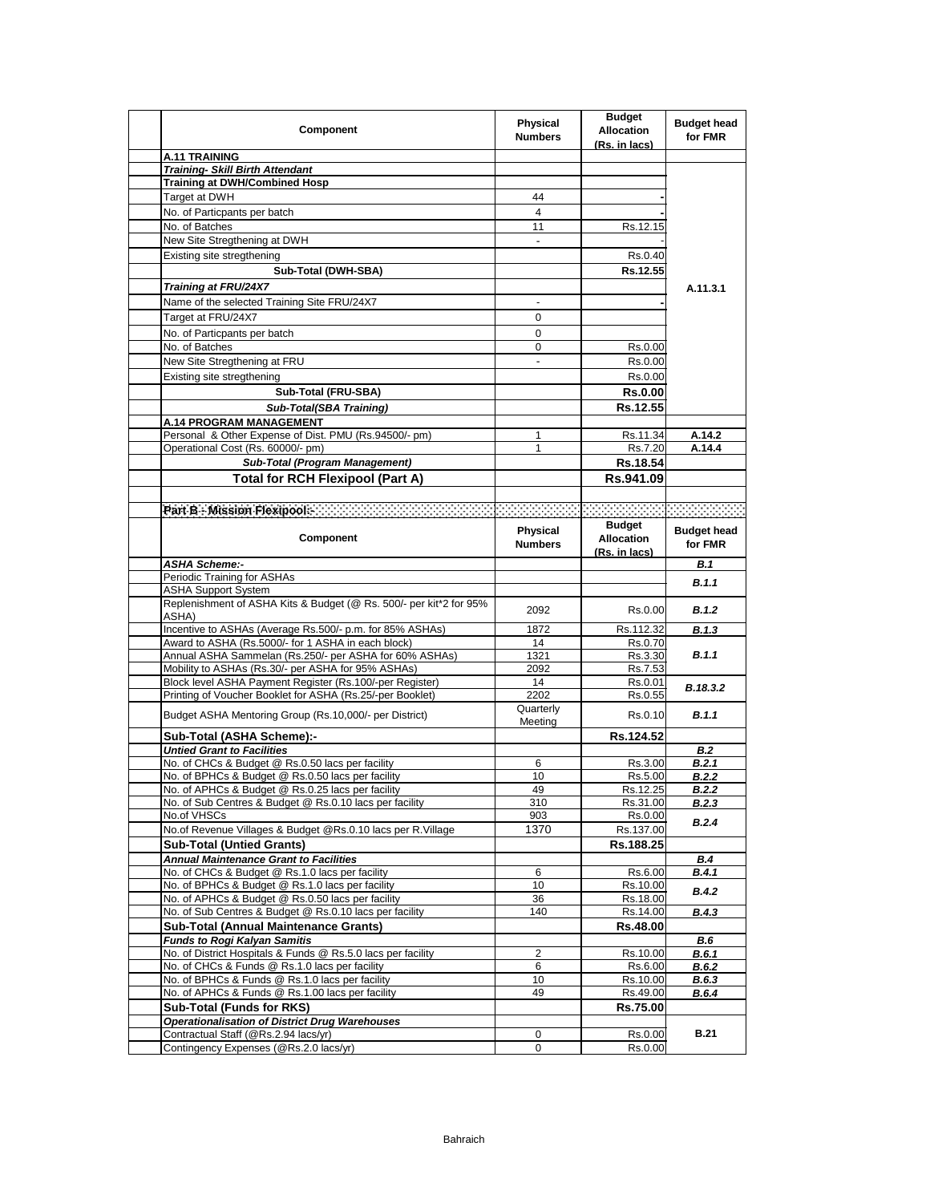| Component | Physical Numbers | Budget Allocation (Rs. in lacs) | Budget head for FMR |
|---|---|---|---|
| **A.11 TRAINING** | | | |
| ***Training- Skill Birth Attendant*** | | | A.11.3.1 |
| **Training at DWH/Combined Hosp** | | | |
| Target at DWH | 44 | - | |
| No. of Particpants per batch | 4 | - | |
| No. of Batches | 11 | Rs.12.15 | |
| New Site Stregthening at DWH | - | - | |
| Existing site stregthening | | Rs.0.40 | |
| **Sub-Total (DWH-SBA)** | | **Rs.12.55** | |
| ***Training at FRU/24X7*** | | | |
| Name of the selected Training Site FRU/24X7 | - | - | |
| Target at FRU/24X7 | 0 | | |
| No. of Particpants per batch | 0 | | |
| No. of Batches | 0 | Rs.0.00 | |
| New Site Stregthening at FRU | - | Rs.0.00 | |
| Existing site stregthening | | Rs.0.00 | |
| **Sub-Total (FRU-SBA)** | | **Rs.0.00** | |
| ***Sub-Total(SBA Training)*** | | **Rs.12.55** | |
| **A.14 PROGRAM MANAGEMENT** | | | |
| Personal & Other Expense of Dist. PMU (Rs.94500/- pm) | 1 | Rs.11.34 | **A.14.2** |
| Operational Cost (Rs. 60000/- pm) | 1 | Rs.7.20 | **A.14.4** |
| ***Sub-Total (Program Management)*** | | **Rs.18.54** | |
| **Total for RCH Flexipool (Part A)** | | **Rs.941.09** | |

**Part B - Mission Flexipool:-**

| Component | Physical Numbers | Budget Allocation (Rs. in lacs) | Budget head for FMR |
|---|---|---|---|
| ***ASHA Scheme:-*** | | | ***B.1*** |
| Periodic Training for ASHAs | | | ***B.1.1*** |
| ASHA Support System | | | |
| Replenishment of ASHA Kits & Budget (@ Rs. 500/- per kit*2 for 95% ASHA) | 2092 | Rs.0.00 | ***B.1.2*** |
| Incentive to ASHAs (Average Rs.500/- p.m. for 85% ASHAs) | 1872 | Rs.112.32 | ***B.1.3*** |
| Award to ASHA (Rs.5000/- for 1 ASHA in each block) | 14 | Rs.0.70 | ***B.1.1*** |
| Annual ASHA Sammelan (Rs.250/- per ASHA for 60% ASHAs) | 1321 | Rs.3.30 | |
| Mobility to ASHAs (Rs.30/- per ASHA for 95% ASHAs) | 2092 | Rs.7.53 | |
| Block level ASHA Payment Register (Rs.100/-per Register) | 14 | Rs.0.01 | ***B.18.3.2*** |
| Printing of Voucher Booklet for ASHA (Rs.25/-per Booklet) | 2202 | Rs.0.55 | |
| Budget ASHA Mentoring Group (Rs.10,000/- per District) | Quarterly Meeting | Rs.0.10 | ***B.1.1*** |
| **Sub-Total (ASHA Scheme):-** | | **Rs.124.52** | |
| ***Untied Grant to Facilities*** | | | ***B.2*** |
| No. of CHCs & Budget @ Rs.0.50 lacs per facility | 6 | Rs.3.00 | ***B.2.1*** |
| No. of BPHCs & Budget @ Rs.0.50 lacs per facility | 10 | Rs.5.00 | ***B.2.2*** |
| No. of APHCs & Budget @ Rs.0.25 lacs per facility | 49 | Rs.12.25 | ***B.2.2*** |
| No. of Sub Centres & Budget @ Rs.0.10 lacs per facility | 310 | Rs.31.00 | ***B.2.3*** |
| No.of VHSCs | 903 | Rs.0.00 | ***B.2.4*** |
| No.of Revenue Villages & Budget @Rs.0.10 lacs per R.Village | 1370 | Rs.137.00 | |
| **Sub-Total (Untied Grants)** | | **Rs.188.25** | |
| ***Annual Maintenance Grant to Facilities*** | | | ***B.4*** |
| No. of CHCs & Budget @ Rs.1.0 lacs per facility | 6 | Rs.6.00 | ***B.4.1*** |
| No. of BPHCs & Budget @ Rs.1.0 lacs per facility | 10 | Rs.10.00 | ***B.4.2*** |
| No. of APHCs & Budget @ Rs.0.50 lacs per facility | 36 | Rs.18.00 | |
| No. of Sub Centres & Budget @ Rs.0.10 lacs per facility | 140 | Rs.14.00 | ***B.4.3*** |
| **Sub-Total (Annual Maintenance Grants)** | | **Rs.48.00** | |
| ***Funds to Rogi Kalyan Samitis*** | | | ***B.6*** |
| No. of District Hospitals & Funds @ Rs.5.0 lacs per facility | 2 | Rs.10.00 | ***B.6.1*** |
| No. of CHCs & Funds @ Rs.1.0 lacs per facility | 6 | Rs.6.00 | ***B.6.2*** |
| No. of BPHCs & Funds @ Rs.1.0 lacs per facility | 10 | Rs.10.00 | ***B.6.3*** |
| No. of APHCs & Funds @ Rs.1.00 lacs per facility | 49 | Rs.49.00 | ***B.6.4*** |
| **Sub-Total (Funds for RKS)** | | **Rs.75.00** | |
| ***Operationalisation of District Drug Warehouses*** | | | **B.21** |
| Contractual Staff (@Rs.2.94 lacs/yr) | 0 | Rs.0.00 | |
| Contingency Expenses (@Rs.2.0 lacs/yr) | 0 | Rs.0.00 | |

Bahraich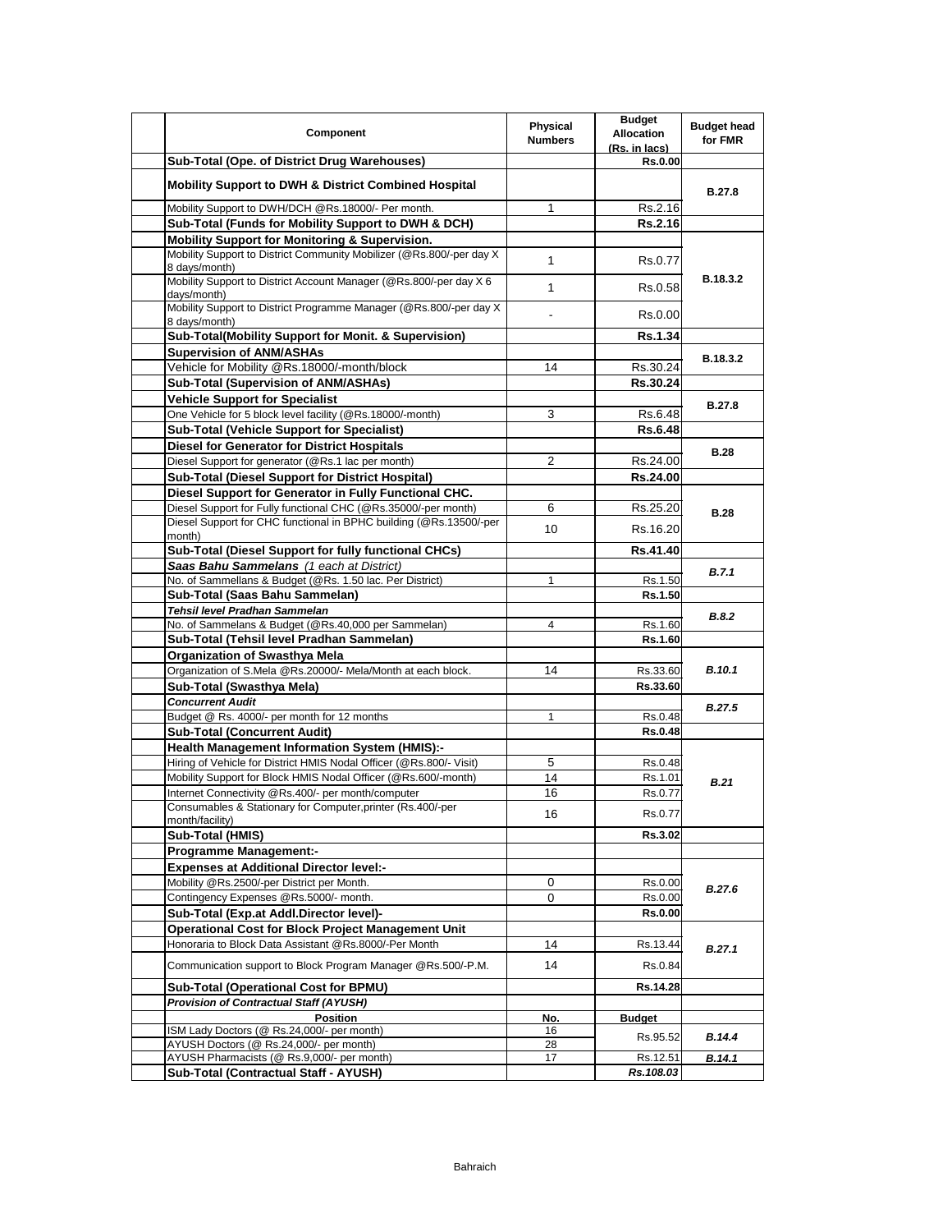| Component | Physical Numbers | Budget Allocation (Rs. in lacs) | Budget head for FMR |
|---|---|---|---|
| **Sub-Total (Ope. of District Drug Warehouses)** | | **Rs.0.00** | |
| **Mobility Support to DWH & District Combined Hospital** | | | **B.27.8** |
| Mobility Support to DWH/DCH @Rs.18000/- Per month. | 1 | Rs.2.16 | |
| **Sub-Total (Funds for Mobility Support to DWH & DCH)** | | **Rs.2.16** | |
| **Mobility Support for Monitoring & Supervision.** | | | **B.18.3.2** |
| Mobility Support to District Community Mobilizer (@Rs.800/-per day X 8 days/month) | 1 | Rs.0.77 | |
| Mobility Support to District Account Manager (@Rs.800/-per day X 6 days/month) | 1 | Rs.0.58 | |
| Mobility Support to District Programme Manager (@Rs.800/-per day X 8 days/month) | - | Rs.0.00 | |
| **Sub-Total(Mobility Support for Monit. & Supervision)** | | **Rs.1.34** | |
| **Supervision of ANM/ASHAs** | | | **B.18.3.2** |
| Vehicle for Mobility @Rs.18000/-month/block | 14 | Rs.30.24 | |
| **Sub-Total (Supervision of ANM/ASHAs)** | | **Rs.30.24** | |
| **Vehicle Support for Specialist** | | | **B.27.8** |
| One Vehicle for 5 block level facility (@Rs.18000/-month) | 3 | Rs.6.48 | |
| **Sub-Total (Vehicle Support for Specialist)** | | **Rs.6.48** | |
| **Diesel for Generator for District Hospitals** | | | **B.28** |
| Diesel Support for generator (@Rs.1 lac per month) | 2 | Rs.24.00 | |
| **Sub-Total (Diesel Support for District Hospital)** | | **Rs.24.00** | |
| **Diesel Support for Generator in Fully Functional CHC.** | | | **B.28** |
| Diesel Support for Fully functional CHC (@Rs.35000/-per month) | 6 | Rs.25.20 | |
| Diesel Support for CHC functional in BPHC building (@Rs.13500/-per month) | 10 | Rs.16.20 | |
| **Sub-Total (Diesel Support for fully functional CHCs)** | | **Rs.41.40** | |
| ***Saas Bahu Sammelans*** *(1 each at District)* | | | ***B.7.1*** |
| No. of Sammellans & Budget (@Rs. 1.50 lac. Per District) | 1 | Rs.1.50 | |
| **Sub-Total (Saas Bahu Sammelan)** | | **Rs.1.50** | |
| ***Tehsil level Pradhan Sammelan*** | | | ***B.8.2*** |
| No. of Sammelans & Budget (@Rs.40,000 per Sammelan) | 4 | Rs.1.60 | |
| **Sub-Total (Tehsil level Pradhan Sammelan)** | | **Rs.1.60** | |
| **Organization of Swasthya Mela** | | | ***B.10.1*** |
| Organization of S.Mela @Rs.20000/- Mela/Month at each block. | 14 | Rs.33.60 | |
| **Sub-Total (Swasthya Mela)** | | **Rs.33.60** | |
| ***Concurrent Audit*** | | | ***B.27.5*** |
| Budget @ Rs. 4000/- per month for 12 months | 1 | Rs.0.48 | |
| **Sub-Total (Concurrent Audit)** | | **Rs.0.48** | |
| **Health Management Information System (HMIS):-** | | | ***B.21*** |
| Hiring of Vehicle for District HMIS Nodal Officer (@Rs.800/- Visit) | 5 | Rs.0.48 | |
| Mobility Support for Block HMIS Nodal Officer (@Rs.600/-month) | 14 | Rs.1.01 | |
| Internet Connectivity @Rs.400/- per month/computer | 16 | Rs.0.77 | |
| Consumables & Stationary for Computer,printer (Rs.400/-per month/facility) | 16 | Rs.0.77 | |
| **Sub-Total (HMIS)** | | **Rs.3.02** | |
| **Programme Management:-** | | | |
| **Expenses at Additional Director level:-** | | | ***B.27.6*** |
| Mobility @Rs.2500/-per District per Month. | 0 | Rs.0.00 | |
| Contingency Expenses @Rs.5000/- month. | 0 | Rs.0.00 | |
| **Sub-Total (Exp.at Addl.Director level)-** | | **Rs.0.00** | |
| **Operational Cost for Block Project Management Unit** | | | ***B.27.1*** |
| Honoraria to Block Data Assistant @Rs.8000/-Per Month | 14 | Rs.13.44 | |
| Communication support to Block Program Manager @Rs.500/-P.M. | 14 | Rs.0.84 | |
| **Sub-Total (Operational Cost for BPMU)** | | **Rs.14.28** | |
| ***Provision of Contractual Staff (AYUSH)*** | | | |
| **Position** | **No.** | **Budget** | |
| ISM Lady Doctors (@ Rs.24,000/- per month) | 16 | Rs.95.52 | ***B.14.4*** |
| AYUSH Doctors (@ Rs.24,000/- per month) | 28 | | |
| AYUSH Pharmacists (@ Rs.9,000/- per month) | 17 | Rs.12.51 | ***B.14.1*** |
| **Sub-Total (Contractual Staff - AYUSH)** | | ***Rs.108.03*** | |

Bahraich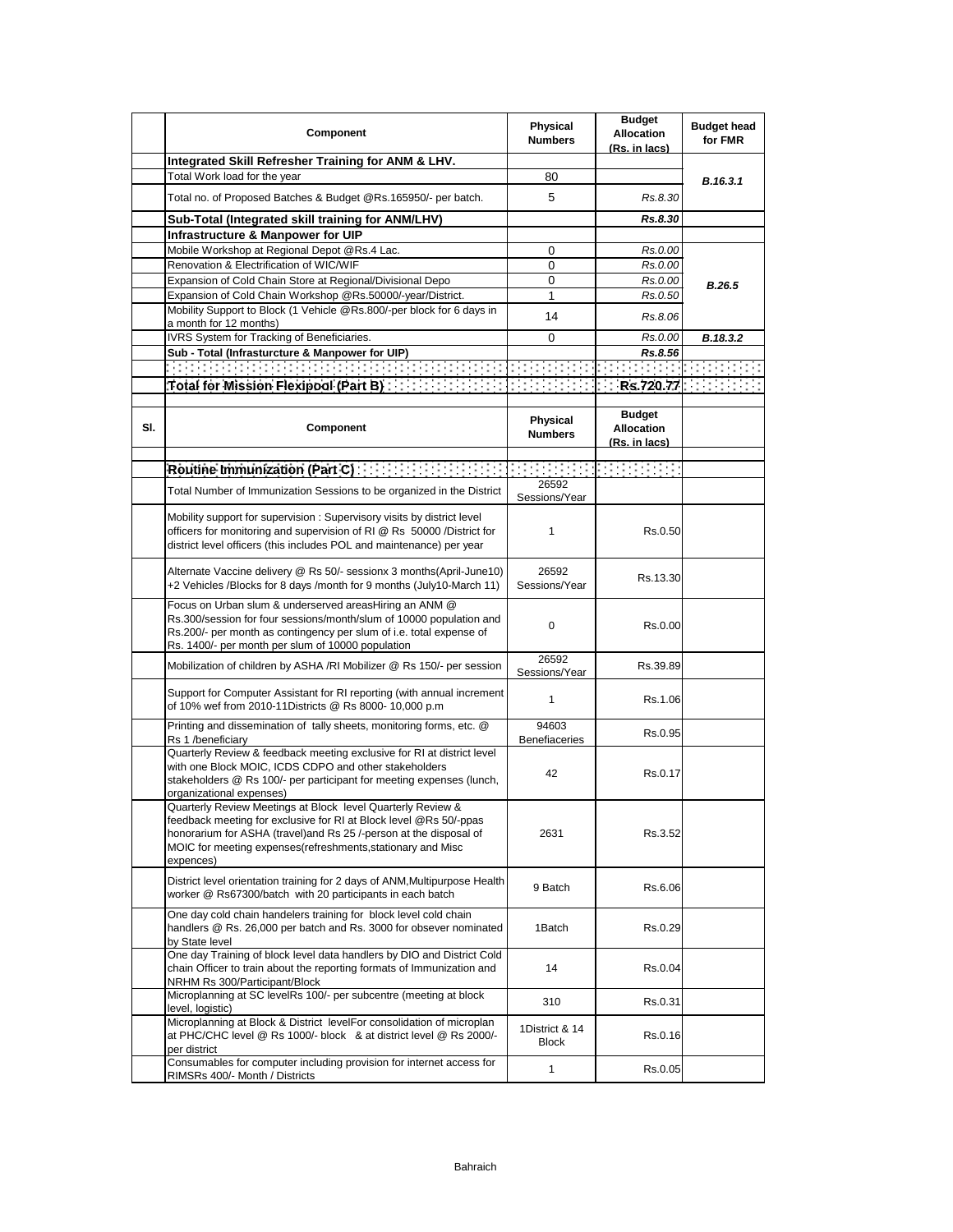| | Component | Physical Numbers | Budget Allocation (Rs. in lacs) | Budget head for FMR |
|---|---|---|---|---|
| | **Integrated Skill Refresher Training for ANM & LHV.** | | | |
| | Total Work load for the year | 80 | | ***B.16.3.1*** |
| | Total no. of Proposed Batches & Budget @Rs.165950/- per batch. | 5 | *Rs.8.30* | |
| | **Sub-Total (Integrated skill training for ANM/LHV)** | | ***Rs.8.30*** | |
| | **Infrastructure & Manpower for UIP** | | | |
| | Mobile Workshop at Regional Depot @Rs.4 Lac. | 0 | *Rs.0.00* | ***B.26.5*** |
| | Renovation & Electrification of WIC/WIF | 0 | *Rs.0.00* | |
| | Expansion of Cold Chain Store at Regional/Divisional Depo | 0 | *Rs.0.00* | |
| | Expansion of Cold Chain Workshop @Rs.50000/-year/District. | 1 | *Rs.0.50* | |
| | Mobility Support to Block (1 Vehicle @Rs.800/-per block for 6 days in a month for 12 months) | 14 | *Rs.8.06* | |
| | IVRS System for Tracking of Beneficiaries. | 0 | *Rs.0.00* | ***B.18.3.2*** |
| | **Sub - Total (Infrasturcture & Manpower for UIP)** | | ***Rs.8.56*** | |
| | | | | |
| | **Total for Mission Flexipool (Part B)** | | **Rs.720.77** | |

| Sl. | Component | Physical Numbers | Budget Allocation (Rs. in lacs) | |
|---|---|---|---|---|
| | | | | |
| | **Routine Immunization (Part C)** | | | |
| | Total Number of Immunization Sessions to be organized in the District | 26592 Sessions/Year | | |
| | Mobility support for supervision : Supervisory visits by district level officers for monitoring and supervision of RI @ Rs 50000 /District for district level officers (this includes POL and maintenance) per year | 1 | Rs.0.50 | |
| | Alternate Vaccine delivery @ Rs 50/- sessionx 3 months(April-June10) +2 Vehicles /Blocks for 8 days /month for 9 months (July10-March 11) | 26592 Sessions/Year | Rs.13.30 | |
| | Focus on Urban slum & underserved areasHiring an ANM @ Rs.300/session for four sessions/month/slum of 10000 population and Rs.200/- per month as contingency per slum of i.e. total expense of Rs. 1400/- per month per slum of 10000 population | 0 | Rs.0.00 | |
| | Mobilization of children by ASHA /RI Mobilizer @ Rs 150/- per session | 26592 Sessions/Year | Rs.39.89 | |
| | Support for Computer Assistant for RI reporting (with annual increment of 10% wef from 2010-11Districts @ Rs 8000- 10,000 p.m | 1 | Rs.1.06 | |
| | Printing and dissemination of tally sheets, monitoring forms, etc. @ Rs 1 /beneficiary | 94603 Benefiaceries | Rs.0.95 | |
| | Quarterly Review & feedback meeting exclusive for RI at district level with one Block MOIC, ICDS CDPO and other stakeholders stakeholders @ Rs 100/- per participant for meeting expenses (lunch, organizational expenses) | 42 | Rs.0.17 | |
| | Quarterly Review Meetings at Block level Quarterly Review & feedback meeting for exclusive for RI at Block level @Rs 50/-ppas honorarium for ASHA (travel)and Rs 25 /-person at the disposal of MOIC for meeting expenses(refreshments,stationary and Misc expences) | 2631 | Rs.3.52 | |
| | District level orientation training for 2 days of ANM,Multipurpose Health worker @ Rs67300/batch with 20 participants in each batch | 9 Batch | Rs.6.06 | |
| | One day cold chain handelers training for block level cold chain handlers @ Rs. 26,000 per batch and Rs. 3000 for obsever nominated by State level | 1Batch | Rs.0.29 | |
| | One day Training of block level data handlers by DIO and District Cold chain Officer to train about the reporting formats of Immunization and NRHM Rs 300/Participant/Block | 14 | Rs.0.04 | |
| | Microplanning at SC levelRs 100/- per subcentre (meeting at block level, logistic) | 310 | Rs.0.31 | |
| | Microplanning at Block & District levelFor consolidation of microplan at PHC/CHC level @ Rs 1000/- block & at district level @ Rs 2000/- per district | 1District & 14 Block | Rs.0.16 | |
| | Consumables for computer including provision for internet access for RIMSRs 400/- Month / Districts | 1 | Rs.0.05 | |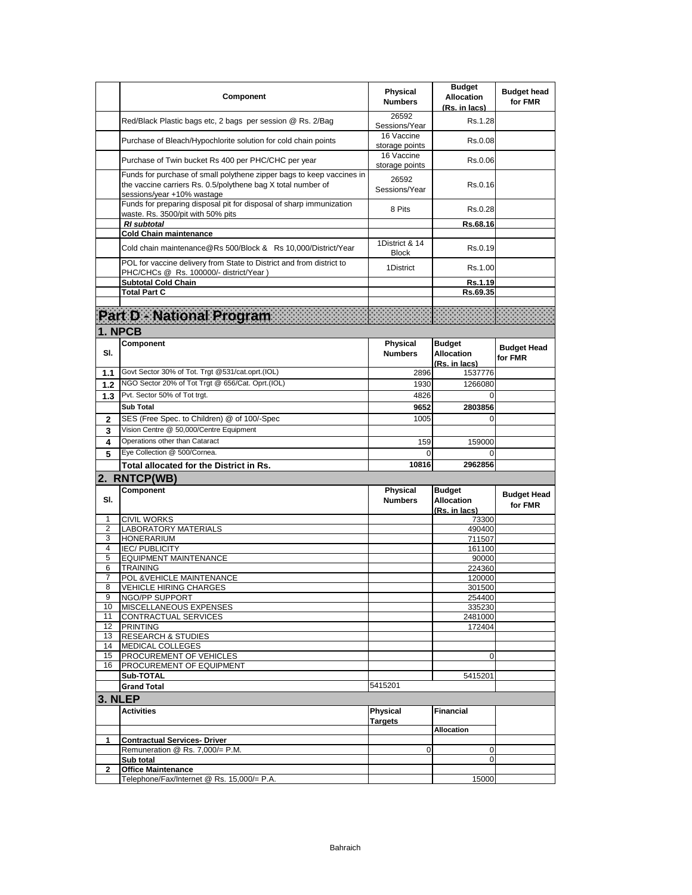| | Component | Physical Numbers | Budget Allocation (Rs. in lacs) | Budget head for FMR |
|---|---|---|---|---|
| | Red/Black Plastic bags etc, 2 bags per session @ Rs. 2/Bag | 26592 Sessions/Year | Rs.1.28 | |
| | Purchase of Bleach/Hypochlorite solution for cold chain points | 16 Vaccine storage points | Rs.0.08 | |
| | Purchase of Twin bucket Rs 400 per PHC/CHC per year | 16 Vaccine storage points | Rs.0.06 | |
| | Funds for purchase of small polythene zipper bags to keep vaccines in the vaccine carriers Rs. 0.5/polythene bag X total number of sessions/year +10% wastage | 26592 Sessions/Year | Rs.0.16 | |
| | Funds for preparing disposal pit for disposal of sharp immunization waste. Rs. 3500/pit with 50% pits | 8 Pits | Rs.0.28 | |
| | ***RI subtotal*** | | **Rs.68.16** | |
| | **Cold Chain maintenance** | | | |
| | Cold chain maintenance@Rs 500/Block & Rs 10,000/District/Year | 1District & 14 Block | Rs.0.19 | |
| | POL for vaccine delivery from State to District and from district to PHC/CHCs @ Rs. 100000/- district/Year ) | 1District | Rs.1.00 | |
| | **Subtotal Cold Chain** | | **Rs.1.19** | |
| | **Total Part C** | | **Rs.69.35** | |

# Part D - National Program

## 1. NPCB

| Sl. | Component | Physical Numbers | Budget Allocation (Rs. in lacs) | Budget Head for FMR |
|---|---|---|---|---|
| **1.1** | Govt Sector 30% of Tot. Trgt @531/cat.oprt.(IOL) | 2896 | 1537776 | |
| **1.2** | NGO Sector 20% of Tot Trgt @ 656/Cat. Oprt.(IOL) | 1930 | 1266080 | |
| **1.3** | Pvt. Sector 50% of Tot trgt. | 4826 | 0 | |
| | **Sub Total** | **9652** | **2803856** | |
| **2** | SES (Free Spec. to Children) @ of 100/-Spec | 1005 | 0 | |
| **3** | Vision Centre @ 50,000/Centre Equipment | | | |
| **4** | Operations other than Cataract | 159 | 159000 | |
| **5** | Eye Collection @ 500/Cornea. | 0 | 0 | |
| | **Total allocated for the District in Rs.** | **10816** | **2962856** | |

## 2. RNTCP(WB)

| Sl. | Component | Physical Numbers | Budget Allocation (Rs. in lacs) | Budget Head for FMR |
|---|---|---|---|---|
| 1 | CIVIL WORKS | | 73300 | |
| 2 | LABORATORY MATERIALS | | 490400 | |
| 3 | HONERARIUM | | 711507 | |
| 4 | IEC/ PUBLICITY | | 161100 | |
| 5 | EQUIPMENT MAINTENANCE | | 90000 | |
| 6 | TRAINING | | 224360 | |
| 7 | POL &VEHICLE MAINTENANCE | | 120000 | |
| 8 | VEHICLE HIRING CHARGES | | 301500 | |
| 9 | NGO/PP SUPPORT | | 254400 | |
| 10 | MISCELLANEOUS EXPENSES | | 335230 | |
| 11 | CONTRACTUAL SERVICES | | 2481000 | |
| 12 | PRINTING | | 172404 | |
| 13 | RESEARCH & STUDIES | | | |
| 14 | MEDICAL COLLEGES | | | |
| 15 | PROCUREMENT OF VEHICLES | | 0 | |
| 16 | PROCUREMENT OF EQUIPMENT | | | |
| | **Sub-TOTAL** | | 5415201 | |
| | **Grand Total** | 5415201 | | |

## 3. NLEP

| | Activities | Physical Targets | Financial | |
|---|---|---|---|---|
| | | | **Allocation** | |
| **1** | **Contractual Services- Driver** | | | |
| | Remuneration @ Rs. 7,000/= P.M. | 0 | 0 | |
| | **Sub total** | | 0 | |
| **2** | **Office Maintenance** | | | |
| | Telephone/Fax/Internet @ Rs. 15,000/= P.A. | | 15000 | |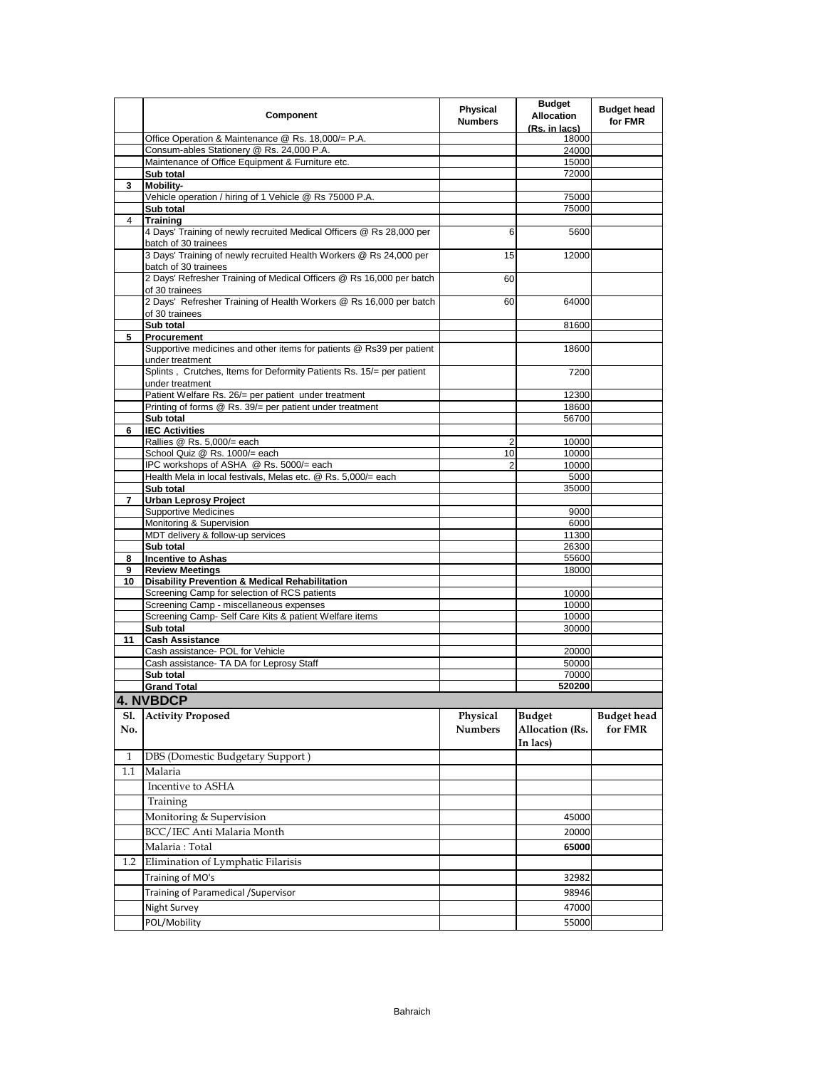| | Component | Physical Numbers | Budget Allocation (Rs. in lacs) | Budget head for FMR |
|---|---|---|---|---|
| | Office Operation & Maintenance @ Rs. 18,000/= P.A. | | 18000 | |
| | Consum-ables Stationery @ Rs. 24,000 P.A. | | 24000 | |
| | Maintenance of Office Equipment & Furniture etc. | | 15000 | |
| | **Sub total** | | 72000 | |
| **3** | **Mobility-** | | | |
| | Vehicle operation / hiring of 1 Vehicle @ Rs 75000 P.A. | | 75000 | |
| | **Sub total** | | 75000 | |
| 4 | **Training** | | | |
| | 4 Days' Training of newly recruited Medical Officers @ Rs 28,000 per batch of 30 trainees | 6 | 5600 | |
| | 3 Days' Training of newly recruited Health Workers @ Rs 24,000 per batch of 30 trainees | 15 | 12000 | |
| | 2 Days' Refresher Training of Medical Officers @ Rs 16,000 per batch of 30 trainees | 60 | | |
| | 2 Days' Refresher Training of Health Workers @ Rs 16,000 per batch of 30 trainees | 60 | 64000 | |
| | **Sub total** | | 81600 | |
| **5** | **Procurement** | | | |
| | Supportive medicines and other items for patients @ Rs39 per patient under treatment | | 18600 | |
| | Splints , Crutches, Items for Deformity Patients Rs. 15/= per patient under treatment | | 7200 | |
| | Patient Welfare Rs. 26/= per patient under treatment | | 12300 | |
| | Printing of forms @ Rs. 39/= per patient under treatment | | 18600 | |
| | **Sub total** | | 56700 | |
| **6** | **IEC Activities** | | | |
| | Rallies @ Rs. 5,000/= each | 2 | 10000 | |
| | School Quiz @ Rs. 1000/= each | 10 | 10000 | |
| | IPC workshops of ASHA @ Rs. 5000/= each | 2 | 10000 | |
| | Health Mela in local festivals, Melas etc. @ Rs. 5,000/= each | | 5000 | |
| | **Sub total** | | 35000 | |
| **7** | **Urban Leprosy Project** | | | |
| | Supportive Medicines | | 9000 | |
| | Monitoring & Supervision | | 6000 | |
| | MDT delivery & follow-up services | | 11300 | |
| | **Sub total** | | 26300 | |
| **8** | **Incentive to Ashas** | | 55600 | |
| **9** | **Review Meetings** | | 18000 | |
| **10** | **Disability Prevention & Medical Rehabilitation** | | | |
| | Screening Camp for selection of RCS patients | | 10000 | |
| | Screening Camp - miscellaneous expenses | | 10000 | |
| | Screening Camp- Self Care Kits & patient Welfare items | | 10000 | |
| | **Sub total** | | 30000 | |
| **11** | **Cash Assistance** | | | |
| | Cash assistance- POL for Vehicle | | 20000 | |
| | Cash assistance- TA DA for Leprosy Staff | | 50000 | |
| | **Sub total** | | 70000 | |
| | **Grand Total** | | **520200** | |

## 4. NVBDCP

| Sl. No. | Activity Proposed | Physical Numbers | Budget Allocation (Rs. In lacs) | Budget head for FMR |
|---|---|---|---|---|
| 1 | DBS (Domestic Budgetary Support ) | | | |
| 1.1 | Malaria | | | |
| | Incentive to ASHA | | | |
| | Training | | | |
| | Monitoring & Supervision | | 45000 | |
| | BCC/IEC Anti Malaria Month | | 20000 | |
| | Malaria : Total | | **65000** | |
| 1.2 | Elimination of Lymphatic Filarisis | | | |
| | Training of MO's | | 32982 | |
| | Training of Paramedical /Supervisor | | 98946 | |
| | Night Survey | | 47000 | |
| | POL/Mobility | | 55000 | |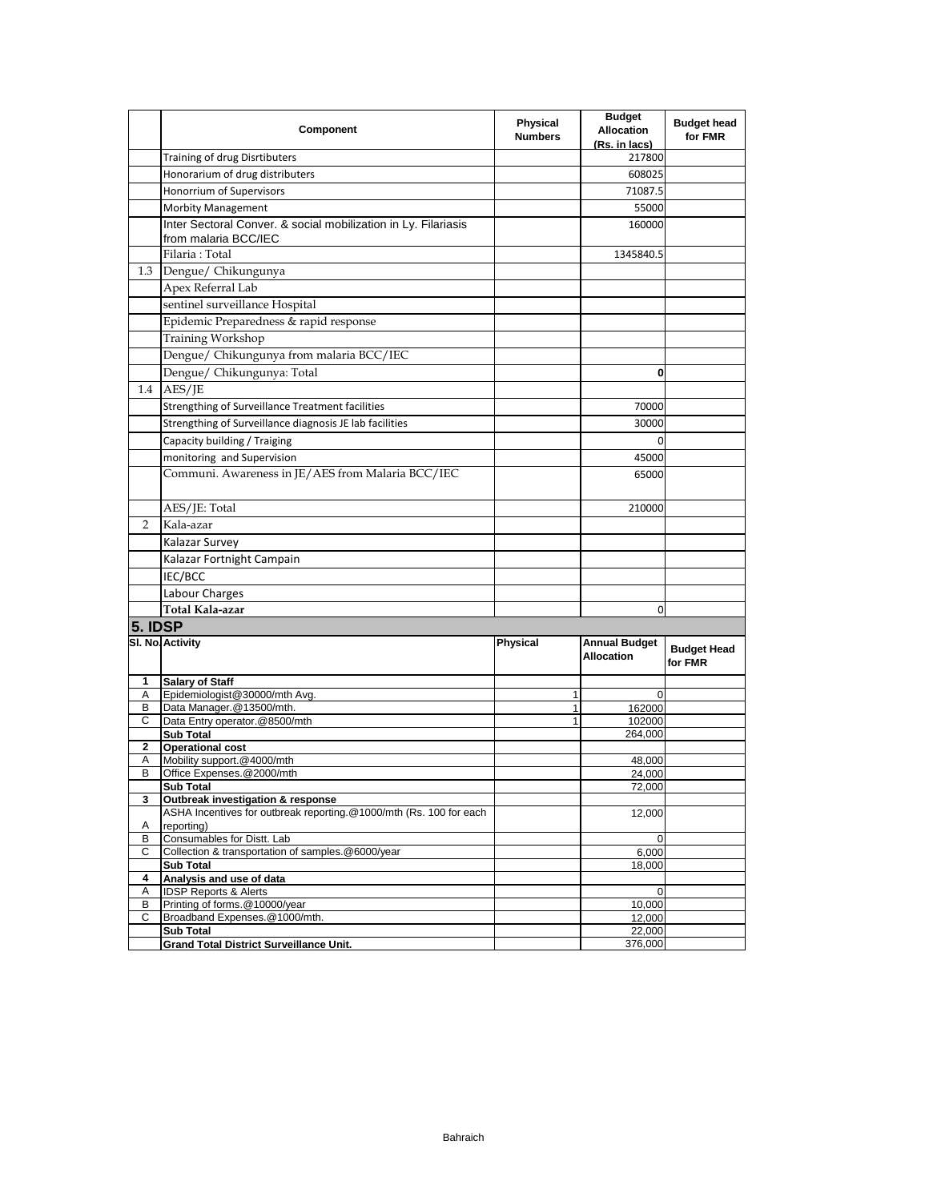| | Component | Physical Numbers | Budget Allocation (Rs. in lacs) | Budget head for FMR |
|---|---|---|---|---|
| | Training of drug Disrtibuters | | 217800 | |
| | Honorarium of drug distributers | | 608025 | |
| | Honorrium of Supervisors | | 71087.5 | |
| | Morbity Management | | 55000 | |
| | Inter Sectoral Conver. & social mobilization in Ly. Filariasis from malaria BCC/IEC | | 160000 | |
| | Filaria : Total | | 1345840.5 | |
| 1.3 | Dengue/ Chikungunya | | | |
| | Apex Referral Lab | | | |
| | sentinel surveillance Hospital | | | |
| | Epidemic Preparedness & rapid response | | | |
| | Training Workshop | | | |
| | Dengue/ Chikungunya from malaria BCC/IEC | | | |
| | Dengue/ Chikungunya: Total | | **0** | |
| 1.4 | AES/JE | | | |
| | Strengthing of Surveillance Treatment facilities | | 70000 | |
| | Strengthing of Surveillance diagnosis JE lab facilities | | 30000 | |
| | Capacity building / Traiging | | 0 | |
| | monitoring and Supervision | | 45000 | |
| | Communi. Awareness in JE/AES from Malaria BCC/IEC | | 65000 | |
| | AES/JE: Total | | 210000 | |
| 2 | Kala-azar | | | |
| | Kalazar Survey | | | |
| | Kalazar Fortnight Campain | | | |
| | IEC/BCC | | | |
| | Labour Charges | | | |
| | **Total Kala-azar** | | 0 | |

## 5. IDSP

| Sl. No. | Activity | Physical | Annual Budget Allocation | Budget Head for FMR |
|---|---|---|---|---|
| **1** | **Salary of Staff** | | | |
| A | Epidemiologist@30000/mth Avg. | 1 | 0 | |
| B | Data Manager.@13500/mth. | 1 | 162000 | |
| C | Data Entry operator.@8500/mth | 1 | 102000 | |
| | **Sub Total** | | 264,000 | |
| **2** | **Operational cost** | | | |
| A | Mobility support.@4000/mth | | 48,000 | |
| B | Office Expenses.@2000/mth | | 24,000 | |
| | **Sub Total** | | 72,000 | |
| **3** | **Outbreak investigation & response** | | | |
| A | ASHA Incentives for outbreak reporting.@1000/mth (Rs. 100 for each reporting) | | 12,000 | |
| B | Consumables for Distt. Lab | | 0 | |
| C | Collection & transportation of samples.@6000/year | | 6,000 | |
| | **Sub Total** | | 18,000 | |
| **4** | **Analysis and use of data** | | | |
| A | IDSP Reports & Alerts | | 0 | |
| B | Printing of forms.@10000/year | | 10,000 | |
| C | Broadband Expenses.@1000/mth. | | 12,000 | |
| | **Sub Total** | | 22,000 | |
| | **Grand Total District Surveillance Unit.** | | 376,000 | |

Bahraich